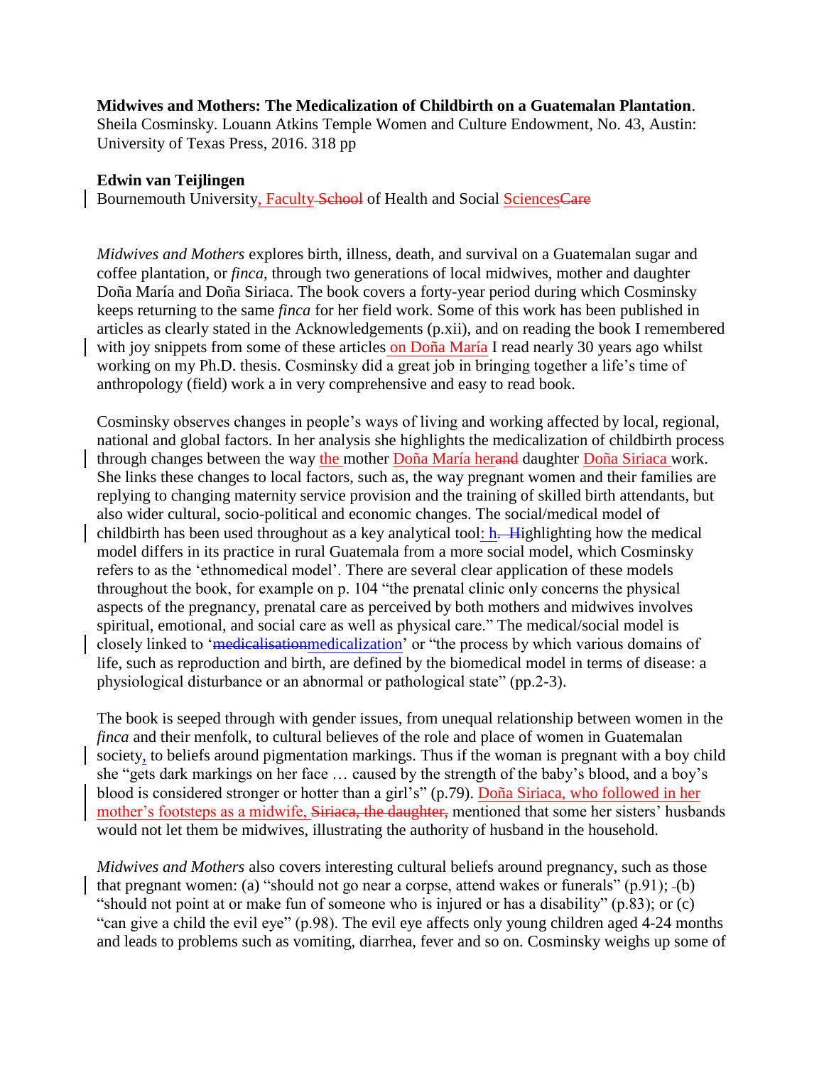**Midwives and Mothers: The Medicalization of Childbirth on a Guatemalan Plantation**. Sheila Cosminsky. Louann Atkins Temple Women and Culture Endowment, No. 43, Austin: University of Texas Press, 2016. 318 pp

**Edwin van Teijlingen**
Bournemouth University, Faculty ~~School~~ of Health and Social Sciences~~Care~~

*Midwives and Mothers* explores birth, illness, death, and survival on a Guatemalan sugar and coffee plantation, or *finca*, through two generations of local midwives, mother and daughter Doña María and Doña Siriaca. The book covers a forty-year period during which Cosminsky keeps returning to the same *finca* for her field work. Some of this work has been published in articles as clearly stated in the Acknowledgements (p.xii), and on reading the book I remembered with joy snippets from some of these articles on Doña María I read nearly 30 years ago whilst working on my Ph.D. thesis. Cosminsky did a great job in bringing together a life's time of anthropology (field) work a in very comprehensive and easy to read book.

Cosminsky observes changes in people's ways of living and working affected by local, regional, national and global factors. In her analysis she highlights the medicalization of childbirth process through changes between the way the mother Doña María her~~and~~ daughter Doña Siriaca work. She links these changes to local factors, such as, the way pregnant women and their families are replying to changing maternity service provision and the training of skilled birth attendants, but also wider cultural, socio-political and economic changes. The social/medical model of childbirth has been used throughout as a key analytical tool: h~~. H~~ighlighting how the medical model differs in its practice in rural Guatemala from a more social model, which Cosminsky refers to as the 'ethnomedical model'. There are several clear application of these models throughout the book, for example on p. 104 "the prenatal clinic only concerns the physical aspects of the pregnancy, prenatal care as perceived by both mothers and midwives involves spiritual, emotional, and social care as well as physical care." The medical/social model is closely linked to '~~medicalisation~~medicalization' or "the process by which various domains of life, such as reproduction and birth, are defined by the biomedical model in terms of disease: a physiological disturbance or an abnormal or pathological state" (pp.2-3).

The book is seeped through with gender issues, from unequal relationship between women in the *finca* and their menfolk, to cultural believes of the role and place of women in Guatemalan society, to beliefs around pigmentation markings. Thus if the woman is pregnant with a boy child she "gets dark markings on her face … caused by the strength of the baby's blood, and a boy's blood is considered stronger or hotter than a girl's" (p.79). Doña Siriaca, who followed in her mother's footsteps as a midwife, ~~Siriaca, the daughter,~~ mentioned that some her sisters' husbands would not let them be midwives, illustrating the authority of husband in the household.

*Midwives and Mothers* also covers interesting cultural beliefs around pregnancy, such as those that pregnant women: (a) "should not go near a corpse, attend wakes or funerals" (p.91); (b) "should not point at or make fun of someone who is injured or has a disability" (p.83); or (c) "can give a child the evil eye" (p.98). The evil eye affects only young children aged 4-24 months and leads to problems such as vomiting, diarrhea, fever and so on. Cosminsky weighs up some of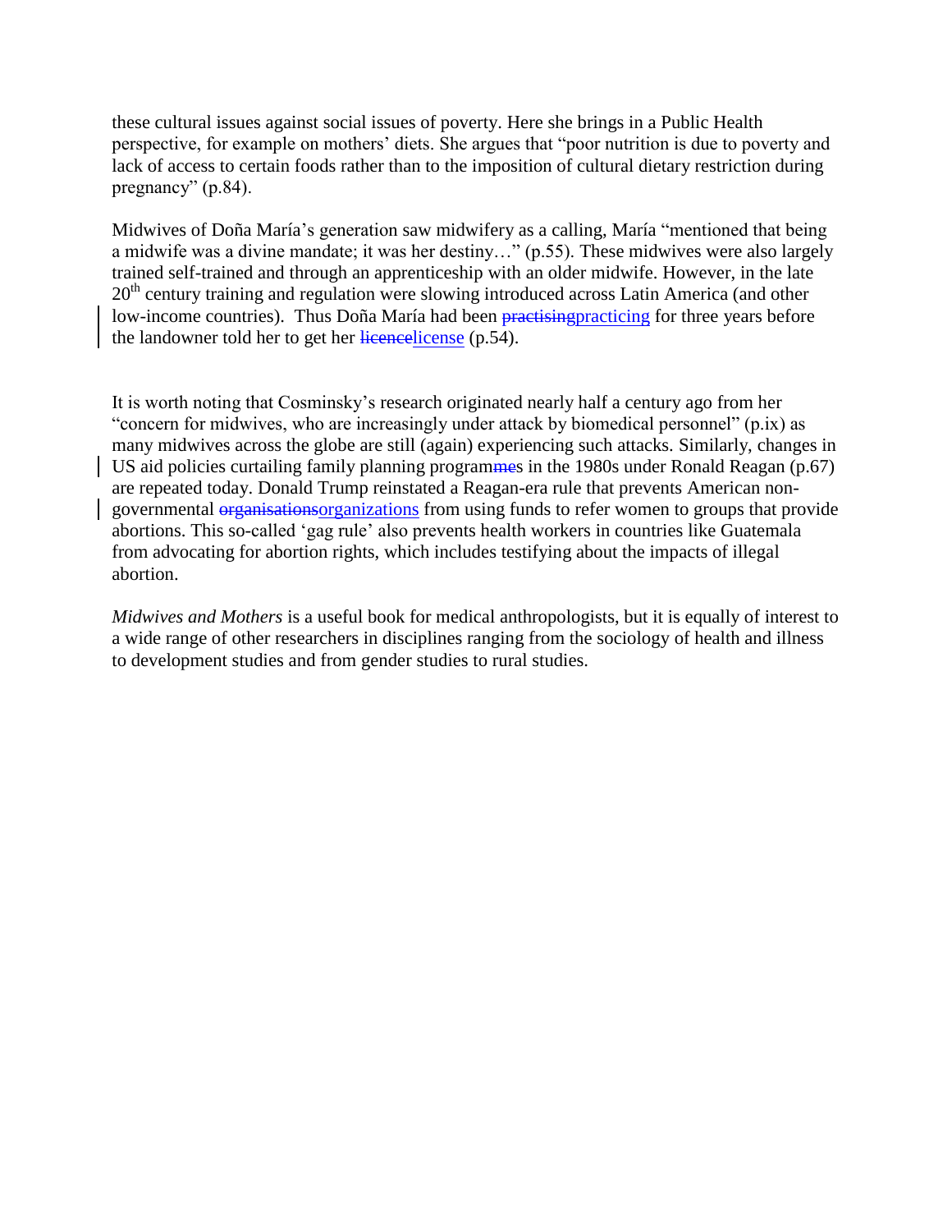these cultural issues against social issues of poverty. Here she brings in a Public Health perspective, for example on mothers' diets. She argues that "poor nutrition is due to poverty and lack of access to certain foods rather than to the imposition of cultural dietary restriction during pregnancy" (p.84).

Midwives of Doña María's generation saw midwifery as a calling, María "mentioned that being a midwife was a divine mandate; it was her destiny…" (p.55). These midwives were also largely trained self-trained and through an apprenticeship with an older midwife. However, in the late 20th century training and regulation were slowing introduced across Latin America (and other low-income countries). Thus Doña María had been ~~practising~~practicing for three years before the landowner told her to get her ~~licence~~license (p.54).

It is worth noting that Cosminsky's research originated nearly half a century ago from her "concern for midwives, who are increasingly under attack by biomedical personnel" (p.ix) as many midwives across the globe are still (again) experiencing such attacks. Similarly, changes in US aid policies curtailing family planning program~~me~~s in the 1980s under Ronald Reagan (p.67) are repeated today. Donald Trump reinstated a Reagan-era rule that prevents American non-governmental ~~organisations~~organizations from using funds to refer women to groups that provide abortions. This so-called 'gag rule' also prevents health workers in countries like Guatemala from advocating for abortion rights, which includes testifying about the impacts of illegal abortion.

*Midwives and Mothers* is a useful book for medical anthropologists, but it is equally of interest to a wide range of other researchers in disciplines ranging from the sociology of health and illness to development studies and from gender studies to rural studies.